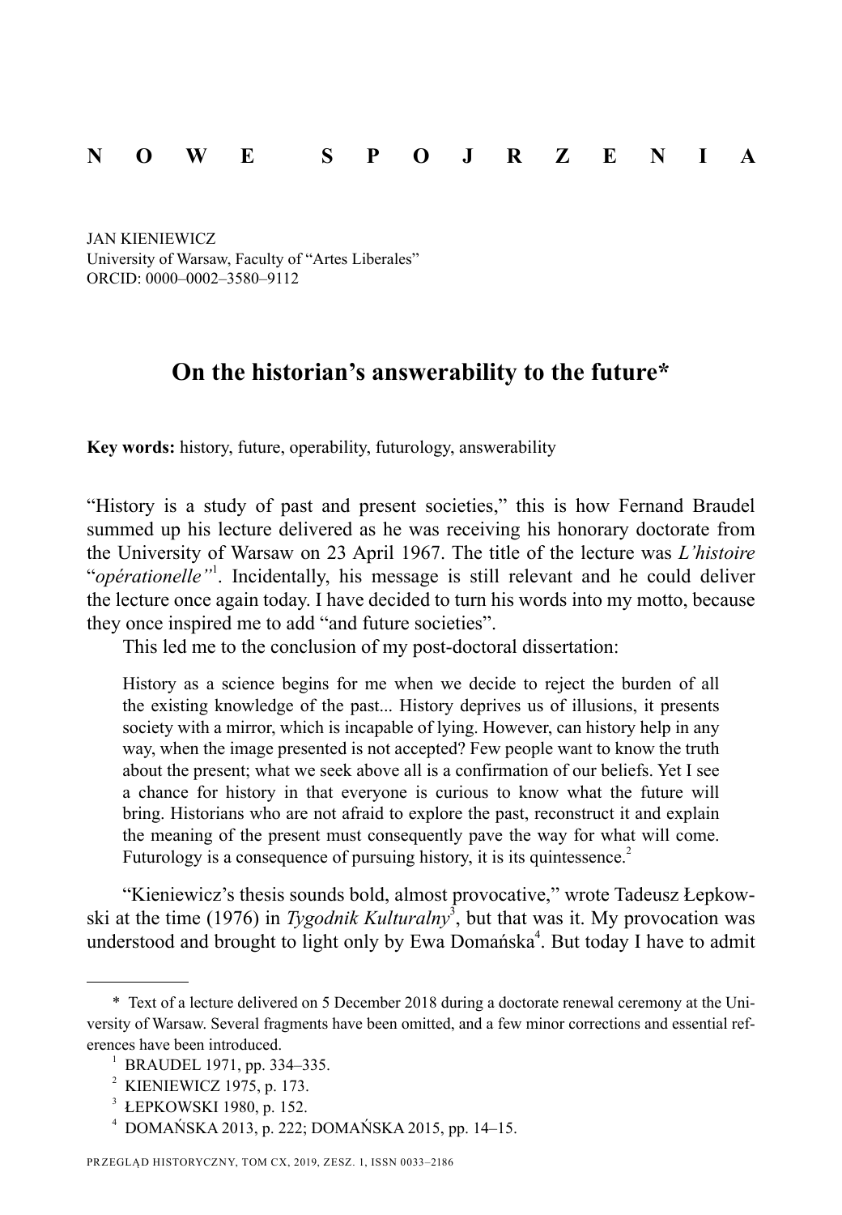**N O W E  S P O J R Z E N I A**

JAN KIENIEWICZ
University of Warsaw, Faculty of "Artes Liberales"
ORCID: 0000–0002–3580–9112

# On the historian's answerability to the future*

**Key words:** history, future, operability, futurology, answerability

"History is a study of past and present societies," this is how Fernand Braudel summed up his lecture delivered as he was receiving his honorary doctorate from the University of Warsaw on 23 April 1967. The title of the lecture was *L'histoire "opérationelle"*[1]. Incidentally, his message is still relevant and he could deliver the lecture once again today. I have decided to turn his words into my motto, because they once inspired me to add "and future societies".

This led me to the conclusion of my post-doctoral dissertation:

> History as a science begins for me when we decide to reject the burden of all the existing knowledge of the past... History deprives us of illusions, it presents society with a mirror, which is incapable of lying. However, can history help in any way, when the image presented is not accepted? Few people want to know the truth about the present; what we seek above all is a confirmation of our beliefs. Yet I see a chance for history in that everyone is curious to know what the future will bring. Historians who are not afraid to explore the past, reconstruct it and explain the meaning of the present must consequently pave the way for what will come. Futurology is a consequence of pursuing history, it is its quintessence.[2]

"Kieniewicz's thesis sounds bold, almost provocative," wrote Tadeusz Łepkowski at the time (1976) in *Tygodnik Kulturalny*[3], but that was it. My provocation was understood and brought to light only by Ewa Domańska[4]. But today I have to admit

---

\* Text of a lecture delivered on 5 December 2018 during a doctorate renewal ceremony at the University of Warsaw. Several fragments have been omitted, and a few minor corrections and essential references have been introduced.

[1] BRAUDEL 1971, pp. 334–335.

[2] KIENIEWICZ 1975, p. 173.

[3] ŁEPKOWSKI 1980, p. 152.

[4] DOMAŃSKA 2013, p. 222; DOMAŃSKA 2015, pp. 14–15.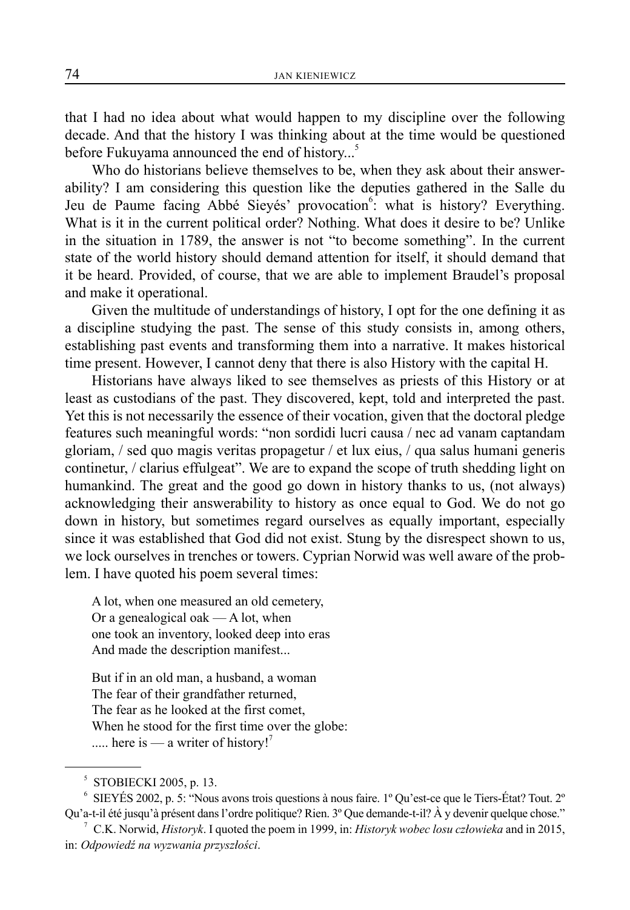that I had no idea about what would happen to my discipline over the following decade. And that the history I was thinking about at the time would be questioned before Fukuyama announced the end of history...[5]

Who do historians believe themselves to be, when they ask about their answerability? I am considering this question like the deputies gathered in the Salle du Jeu de Paume facing Abbé Sieyés' provocation[6]: what is history? Everything. What is it in the current political order? Nothing. What does it desire to be? Unlike in the situation in 1789, the answer is not "to become something". In the current state of the world history should demand attention for itself, it should demand that it be heard. Provided, of course, that we are able to implement Braudel's proposal and make it operational.

Given the multitude of understandings of history, I opt for the one defining it as a discipline studying the past. The sense of this study consists in, among others, establishing past events and transforming them into a narrative. It makes historical time present. However, I cannot deny that there is also History with the capital H.

Historians have always liked to see themselves as priests of this History or at least as custodians of the past. They discovered, kept, told and interpreted the past. Yet this is not necessarily the essence of their vocation, given that the doctoral pledge features such meaningful words: "non sordidi lucri causa / nec ad vanam captandam gloriam, / sed quo magis veritas propagetur / et lux eius, / qua salus humani generis continetur, / clarius effulgeat". We are to expand the scope of truth shedding light on humankind. The great and the good go down in history thanks to us, (not always) acknowledging their answerability to history as once equal to God. We do not go down in history, but sometimes regard ourselves as equally important, especially since it was established that God did not exist. Stung by the disrespect shown to us, we lock ourselves in trenches or towers. Cyprian Norwid was well aware of the problem. I have quoted his poem several times:

> A lot, when one measured an old cemetery,
> Or a genealogical oak — A lot, when
> one took an inventory, looked deep into eras
> And made the description manifest...
>
> But if in an old man, a husband, a woman
> The fear of their grandfather returned,
> The fear as he looked at the first comet,
> When he stood for the first time over the globe:
> ..... here is — a writer of history![7]

---

[5] STOBIECKI 2005, p. 13.

[6] SIEYÉS 2002, p. 5: "Nous avons trois questions à nous faire. 1º Qu'est-ce que le Tiers-État? Tout. 2º Qu'a-t-il été jusqu'à présent dans l'ordre politique? Rien. 3º Que demande-t-il? À y devenir quelque chose."

[7] C.K. Norwid, *Historyk*. I quoted the poem in 1999, in: *Historyk wobec losu człowieka* and in 2015, in: *Odpowiedź na wyzwania przyszłości*.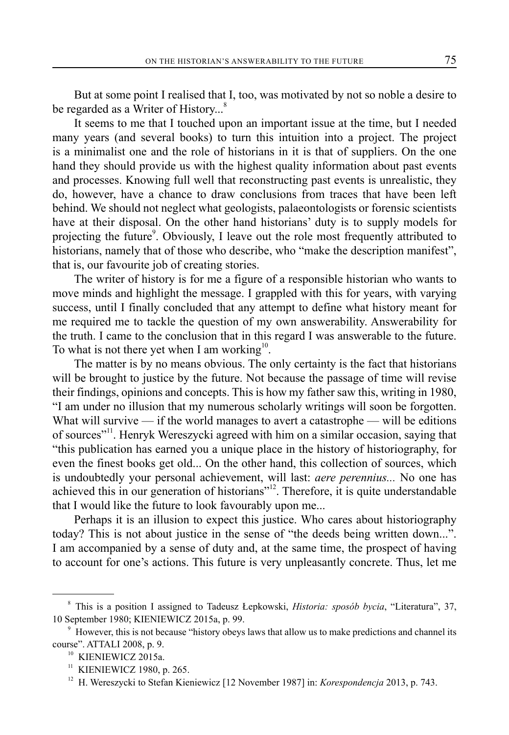But at some point I realised that I, too, was motivated by not so noble a desire to be regarded as a Writer of History...[8]

It seems to me that I touched upon an important issue at the time, but I needed many years (and several books) to turn this intuition into a project. The project is a minimalist one and the role of historians in it is that of suppliers. On the one hand they should provide us with the highest quality information about past events and processes. Knowing full well that reconstructing past events is unrealistic, they do, however, have a chance to draw conclusions from traces that have been left behind. We should not neglect what geologists, palaeontologists or forensic scientists have at their disposal. On the other hand historians' duty is to supply models for projecting the future[9]. Obviously, I leave out the role most frequently attributed to historians, namely that of those who describe, who "make the description manifest", that is, our favourite job of creating stories.

The writer of history is for me a figure of a responsible historian who wants to move minds and highlight the message. I grappled with this for years, with varying success, until I finally concluded that any attempt to define what history meant for me required me to tackle the question of my own answerability. Answerability for the truth. I came to the conclusion that in this regard I was answerable to the future. To what is not there yet when I am working[10].

The matter is by no means obvious. The only certainty is the fact that historians will be brought to justice by the future. Not because the passage of time will revise their findings, opinions and concepts. This is how my father saw this, writing in 1980, "I am under no illusion that my numerous scholarly writings will soon be forgotten. What will survive — if the world manages to avert a catastrophe — will be editions of sources"[11]. Henryk Wereszycki agreed with him on a similar occasion, saying that "this publication has earned you a unique place in the history of historiography, for even the finest books get old... On the other hand, this collection of sources, which is undoubtedly your personal achievement, will last: *aere perennius...* No one has achieved this in our generation of historians"[12]. Therefore, it is quite understandable that I would like the future to look favourably upon me...

Perhaps it is an illusion to expect this justice. Who cares about historiography today? This is not about justice in the sense of "the deeds being written down...". I am accompanied by a sense of duty and, at the same time, the prospect of having to account for one's actions. This future is very unpleasantly concrete. Thus, let me

---

[8] This is a position I assigned to Tadeusz Łepkowski, *Historia: sposób bycia*, "Literatura", 37, 10 September 1980; KIENIEWICZ 2015a, p. 99.

[9] However, this is not because "history obeys laws that allow us to make predictions and channel its course". ATTALI 2008, p. 9.

[10] KIENIEWICZ 2015a.

[11] KIENIEWICZ 1980, p. 265.

[12] H. Wereszycki to Stefan Kieniewicz [12 November 1987] in: *Korespondencja* 2013, p. 743.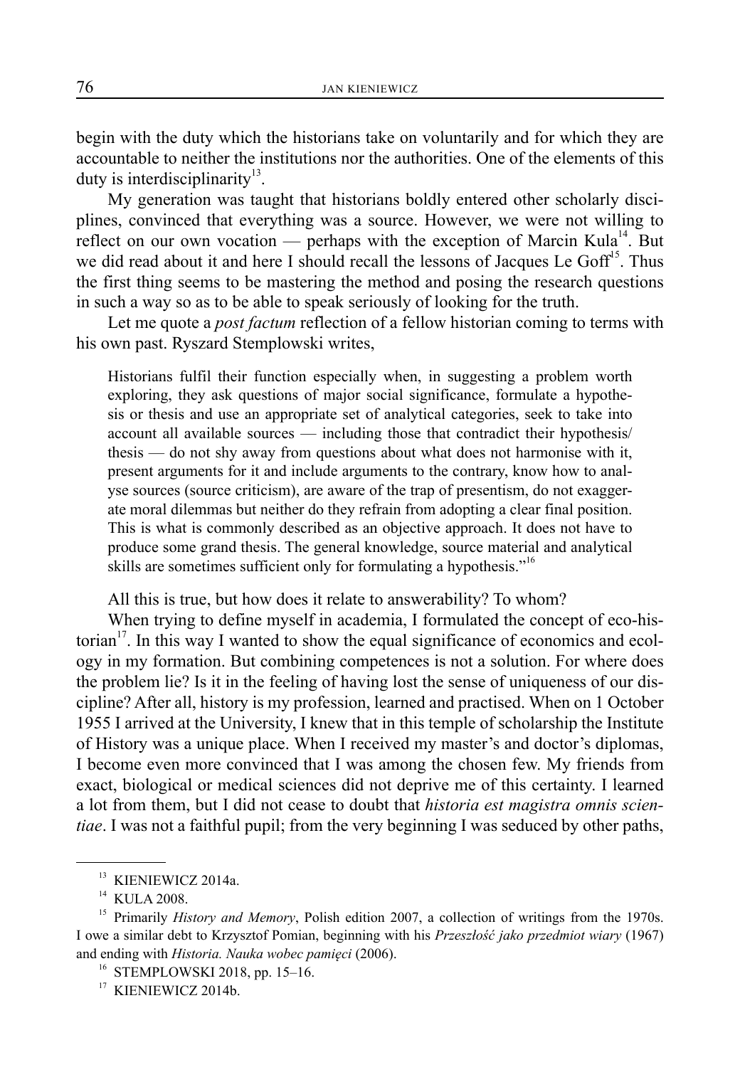begin with the duty which the historians take on voluntarily and for which they are accountable to neither the institutions nor the authorities. One of the elements of this duty is interdisciplinarity[13].

My generation was taught that historians boldly entered other scholarly disciplines, convinced that everything was a source. However, we were not willing to reflect on our own vocation — perhaps with the exception of Marcin Kula[14]. But we did read about it and here I should recall the lessons of Jacques Le Goff[15]. Thus the first thing seems to be mastering the method and posing the research questions in such a way so as to be able to speak seriously of looking for the truth.

Let me quote a *post factum* reflection of a fellow historian coming to terms with his own past. Ryszard Stemplowski writes,

> Historians fulfil their function especially when, in suggesting a problem worth exploring, they ask questions of major social significance, formulate a hypothesis or thesis and use an appropriate set of analytical categories, seek to take into account all available sources — including those that contradict their hypothesis/thesis — do not shy away from questions about what does not harmonise with it, present arguments for it and include arguments to the contrary, know how to analyse sources (source criticism), are aware of the trap of presentism, do not exaggerate moral dilemmas but neither do they refrain from adopting a clear final position. This is what is commonly described as an objective approach. It does not have to produce some grand thesis. The general knowledge, source material and analytical skills are sometimes sufficient only for formulating a hypothesis."[16]

All this is true, but how does it relate to answerability? To whom?

When trying to define myself in academia, I formulated the concept of eco-historian[17]. In this way I wanted to show the equal significance of economics and ecology in my formation. But combining competences is not a solution. For where does the problem lie? Is it in the feeling of having lost the sense of uniqueness of our discipline? After all, history is my profession, learned and practised. When on 1 October 1955 I arrived at the University, I knew that in this temple of scholarship the Institute of History was a unique place. When I received my master's and doctor's diplomas, I become even more convinced that I was among the chosen few. My friends from exact, biological or medical sciences did not deprive me of this certainty. I learned a lot from them, but I did not cease to doubt that *historia est magistra omnis scientiae*. I was not a faithful pupil; from the very beginning I was seduced by other paths,

---

[13] KIENIEWICZ 2014a.

[14] KULA 2008.

[15] Primarily *History and Memory*, Polish edition 2007, a collection of writings from the 1970s. I owe a similar debt to Krzysztof Pomian, beginning with his *Przeszłość jako przedmiot wiary* (1967) and ending with *Historia. Nauka wobec pamięci* (2006).

[16] STEMPLOWSKI 2018, pp. 15–16.

[17] KIENIEWICZ 2014b.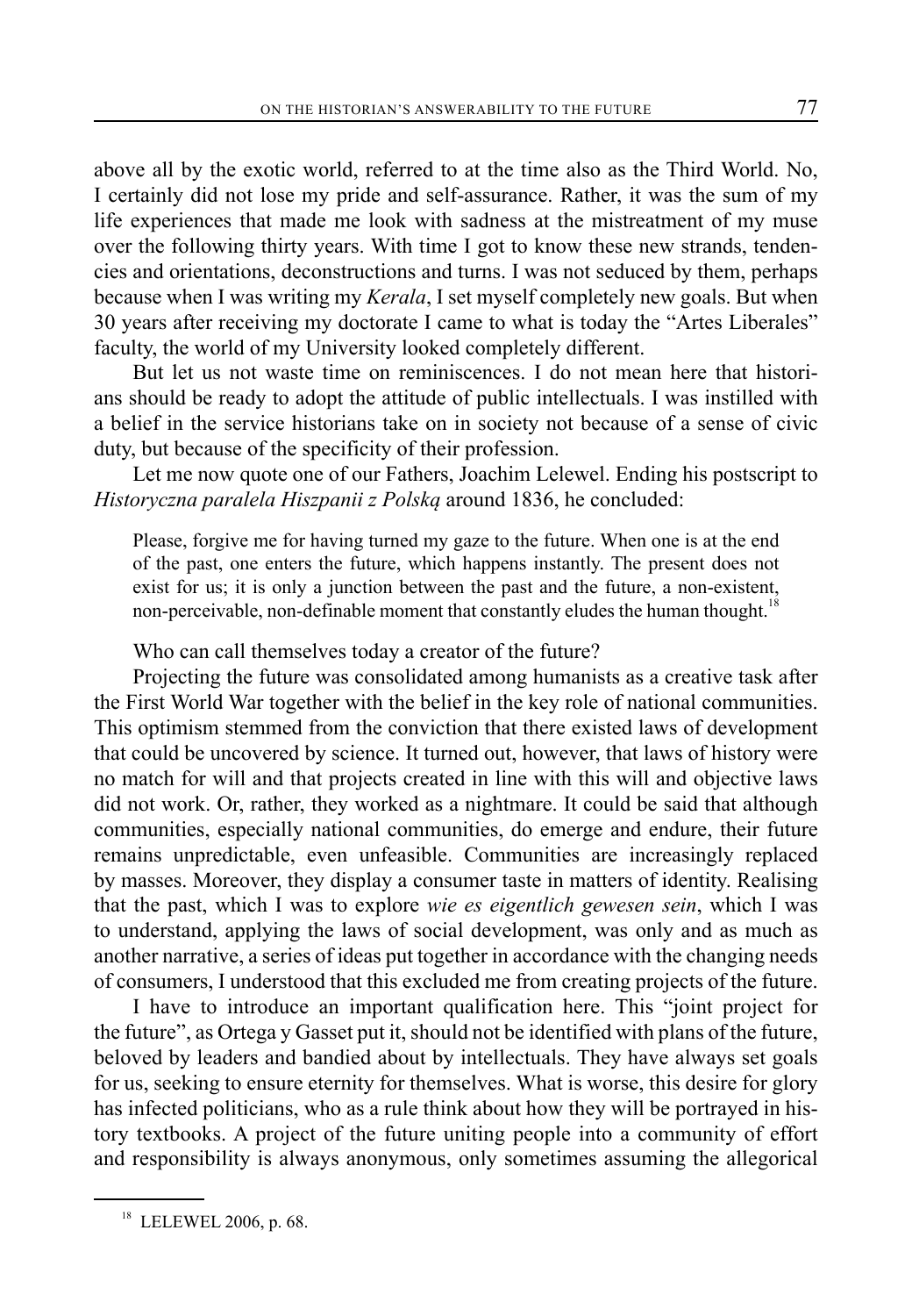above all by the exotic world, referred to at the time also as the Third World. No, I certainly did not lose my pride and self-assurance. Rather, it was the sum of my life experiences that made me look with sadness at the mistreatment of my muse over the following thirty years. With time I got to know these new strands, tendencies and orientations, deconstructions and turns. I was not seduced by them, perhaps because when I was writing my *Kerala*, I set myself completely new goals. But when 30 years after receiving my doctorate I came to what is today the "Artes Liberales" faculty, the world of my University looked completely different.

But let us not waste time on reminiscences. I do not mean here that historians should be ready to adopt the attitude of public intellectuals. I was instilled with a belief in the service historians take on in society not because of a sense of civic duty, but because of the specificity of their profession.

Let me now quote one of our Fathers, Joachim Lelewel. Ending his postscript to *Historyczna paralela Hiszpanii z Polską* around 1836, he concluded:

> Please, forgive me for having turned my gaze to the future. When one is at the end of the past, one enters the future, which happens instantly. The present does not exist for us; it is only a junction between the past and the future, a non-existent, non-perceivable, non-definable moment that constantly eludes the human thought.[18]

Who can call themselves today a creator of the future?

Projecting the future was consolidated among humanists as a creative task after the First World War together with the belief in the key role of national communities. This optimism stemmed from the conviction that there existed laws of development that could be uncovered by science. It turned out, however, that laws of history were no match for will and that projects created in line with this will and objective laws did not work. Or, rather, they worked as a nightmare. It could be said that although communities, especially national communities, do emerge and endure, their future remains unpredictable, even unfeasible. Communities are increasingly replaced by masses. Moreover, they display a consumer taste in matters of identity. Realising that the past, which I was to explore *wie es eigentlich gewesen sein*, which I was to understand, applying the laws of social development, was only and as much as another narrative, a series of ideas put together in accordance with the changing needs of consumers, I understood that this excluded me from creating projects of the future.

I have to introduce an important qualification here. This "joint project for the future", as Ortega y Gasset put it, should not be identified with plans of the future, beloved by leaders and bandied about by intellectuals. They have always set goals for us, seeking to ensure eternity for themselves. What is worse, this desire for glory has infected politicians, who as a rule think about how they will be portrayed in history textbooks. A project of the future uniting people into a community of effort and responsibility is always anonymous, only sometimes assuming the allegorical

---

[18] LELEWEL 2006, p. 68.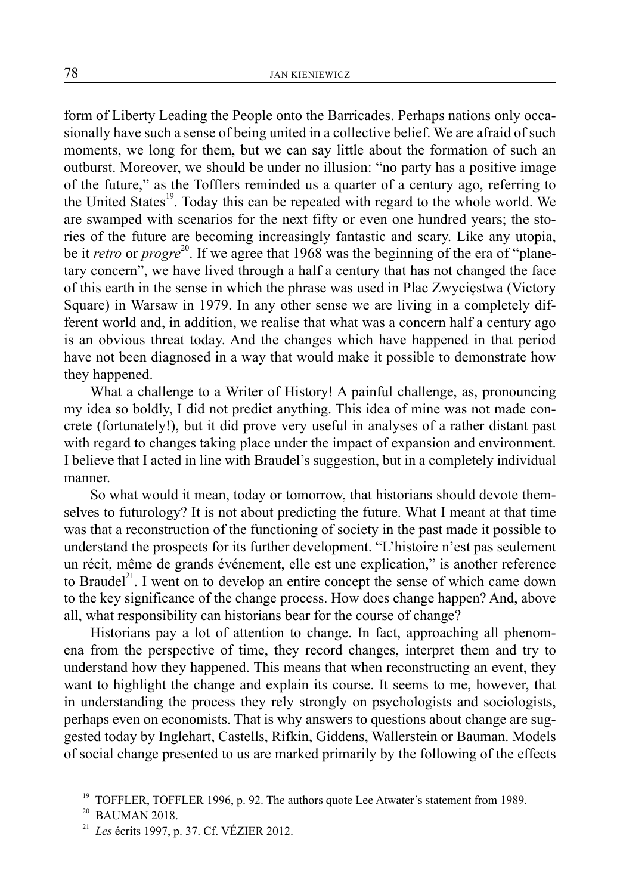form of Liberty Leading the People onto the Barricades. Perhaps nations only occasionally have such a sense of being united in a collective belief. We are afraid of such moments, we long for them, but we can say little about the formation of such an outburst. Moreover, we should be under no illusion: "no party has a positive image of the future," as the Tofflers reminded us a quarter of a century ago, referring to the United States[19]. Today this can be repeated with regard to the whole world. We are swamped with scenarios for the next fifty or even one hundred years; the stories of the future are becoming increasingly fantastic and scary. Like any utopia, be it *retro* or *progre*[20]. If we agree that 1968 was the beginning of the era of "planetary concern", we have lived through a half a century that has not changed the face of this earth in the sense in which the phrase was used in Plac Zwycięstwa (Victory Square) in Warsaw in 1979. In any other sense we are living in a completely different world and, in addition, we realise that what was a concern half a century ago is an obvious threat today. And the changes which have happened in that period have not been diagnosed in a way that would make it possible to demonstrate how they happened.

What a challenge to a Writer of History! A painful challenge, as, pronouncing my idea so boldly, I did not predict anything. This idea of mine was not made concrete (fortunately!), but it did prove very useful in analyses of a rather distant past with regard to changes taking place under the impact of expansion and environment. I believe that I acted in line with Braudel's suggestion, but in a completely individual manner.

So what would it mean, today or tomorrow, that historians should devote themselves to futurology? It is not about predicting the future. What I meant at that time was that a reconstruction of the functioning of society in the past made it possible to understand the prospects for its further development. "L'histoire n'est pas seulement un récit, même de grands événement, elle est une explication," is another reference to Braudel[21]. I went on to develop an entire concept the sense of which came down to the key significance of the change process. How does change happen? And, above all, what responsibility can historians bear for the course of change?

Historians pay a lot of attention to change. In fact, approaching all phenomena from the perspective of time, they record changes, interpret them and try to understand how they happened. This means that when reconstructing an event, they want to highlight the change and explain its course. It seems to me, however, that in understanding the process they rely strongly on psychologists and sociologists, perhaps even on economists. That is why answers to questions about change are suggested today by Inglehart, Castells, Rifkin, Giddens, Wallerstein or Bauman. Models of social change presented to us are marked primarily by the following of the effects

---

[19] TOFFLER, TOFFLER 1996, p. 92. The authors quote Lee Atwater's statement from 1989.

[20] BAUMAN 2018.

[21] *Les* écrits 1997, p. 37. Cf. VÉZIER 2012.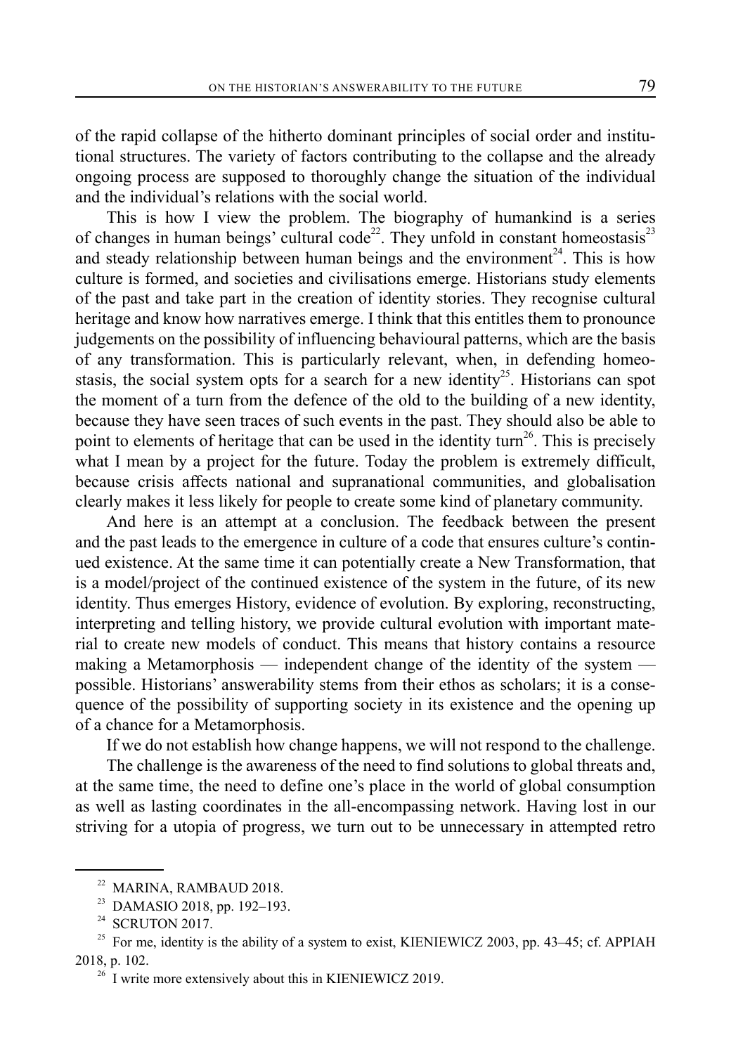of the rapid collapse of the hitherto dominant principles of social order and institutional structures. The variety of factors contributing to the collapse and the already ongoing process are supposed to thoroughly change the situation of the individual and the individual's relations with the social world.

This is how I view the problem. The biography of humankind is a series of changes in human beings' cultural code[22]. They unfold in constant homeostasis[23] and steady relationship between human beings and the environment[24]. This is how culture is formed, and societies and civilisations emerge. Historians study elements of the past and take part in the creation of identity stories. They recognise cultural heritage and know how narratives emerge. I think that this entitles them to pronounce judgements on the possibility of influencing behavioural patterns, which are the basis of any transformation. This is particularly relevant, when, in defending homeostasis, the social system opts for a search for a new identity[25]. Historians can spot the moment of a turn from the defence of the old to the building of a new identity, because they have seen traces of such events in the past. They should also be able to point to elements of heritage that can be used in the identity turn[26]. This is precisely what I mean by a project for the future. Today the problem is extremely difficult, because crisis affects national and supranational communities, and globalisation clearly makes it less likely for people to create some kind of planetary community.

And here is an attempt at a conclusion. The feedback between the present and the past leads to the emergence in culture of a code that ensures culture's continued existence. At the same time it can potentially create a New Transformation, that is a model/project of the continued existence of the system in the future, of its new identity. Thus emerges History, evidence of evolution. By exploring, reconstructing, interpreting and telling history, we provide cultural evolution with important material to create new models of conduct. This means that history contains a resource making a Metamorphosis — independent change of the identity of the system — possible. Historians' answerability stems from their ethos as scholars; it is a consequence of the possibility of supporting society in its existence and the opening up of a chance for a Metamorphosis.

If we do not establish how change happens, we will not respond to the challenge.

The challenge is the awareness of the need to find solutions to global threats and, at the same time, the need to define one's place in the world of global consumption as well as lasting coordinates in the all-encompassing network. Having lost in our striving for a utopia of progress, we turn out to be unnecessary in attempted retro

[22] MARINA, RAMBAUD 2018.

[23] DAMASIO 2018, pp. 192–193.

[24] SCRUTON 2017.

[25] For me, identity is the ability of a system to exist, KIENIEWICZ 2003, pp. 43–45; cf. APPIAH 2018, p. 102.

[26] I write more extensively about this in KIENIEWICZ 2019.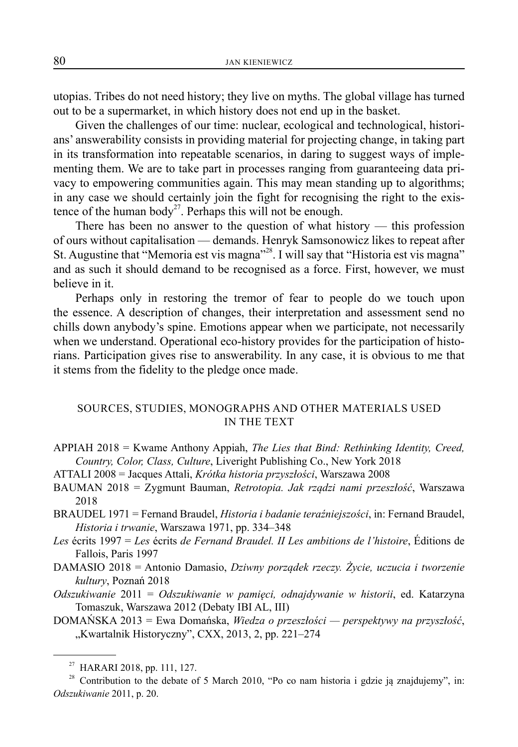utopias. Tribes do not need history; they live on myths. The global village has turned out to be a supermarket, in which history does not end up in the basket.

Given the challenges of our time: nuclear, ecological and technological, historians' answerability consists in providing material for projecting change, in taking part in its transformation into repeatable scenarios, in daring to suggest ways of implementing them. We are to take part in processes ranging from guaranteeing data privacy to empowering communities again. This may mean standing up to algorithms; in any case we should certainly join the fight for recognising the right to the existence of the human body[27]. Perhaps this will not be enough.

There has been no answer to the question of what history — this profession of ours without capitalisation — demands. Henryk Samsonowicz likes to repeat after St. Augustine that "Memoria est vis magna"[28]. I will say that "Historia est vis magna" and as such it should demand to be recognised as a force. First, however, we must believe in it.

Perhaps only in restoring the tremor of fear to people do we touch upon the essence. A description of changes, their interpretation and assessment send no chills down anybody's spine. Emotions appear when we participate, not necessarily when we understand. Operational eco-history provides for the participation of historians. Participation gives rise to answerability. In any case, it is obvious to me that it stems from the fidelity to the pledge once made.

## SOURCES, STUDIES, MONOGRAPHS AND OTHER MATERIALS USED IN THE TEXT

APPIAH 2018 = Kwame Anthony Appiah, *The Lies that Bind: Rethinking Identity, Creed, Country, Color, Class, Culture*, Liveright Publishing Co., New York 2018

ATTALI 2008 = Jacques Attali, *Krótka historia przyszłości*, Warszawa 2008

BAUMAN 2018 = Zygmunt Bauman, *Retrotopia. Jak rządzi nami przeszłość*, Warszawa 2018

BRAUDEL 1971 = Fernand Braudel, *Historia i badanie teraźniejszości*, in: Fernand Braudel, *Historia i trwanie*, Warszawa 1971, pp. 334–348

*Les* écrits 1997 = *Les* écrits *de Fernand Braudel. II Les ambitions de l'histoire*, Éditions de Fallois, Paris 1997

DAMASIO 2018 = Antonio Damasio, *Dziwny porządek rzeczy. Życie, uczucia i tworzenie kultury*, Poznań 2018

*Odszukiwanie* 2011 = *Odszukiwanie w pamięci, odnajdywanie w historii*, ed. Katarzyna Tomaszuk, Warszawa 2012 (Debaty IBI AL, III)

DOMAŃSKA 2013 = Ewa Domańska, *Wiedza o przeszłości — perspektywy na przyszłość*, „Kwartalnik Historyczny", CXX, 2013, 2, pp. 221–274

---

[27] HARARI 2018, pp. 111, 127.

[28] Contribution to the debate of 5 March 2010, "Po co nam historia i gdzie ją znajdujemy", in: *Odszukiwanie* 2011, p. 20.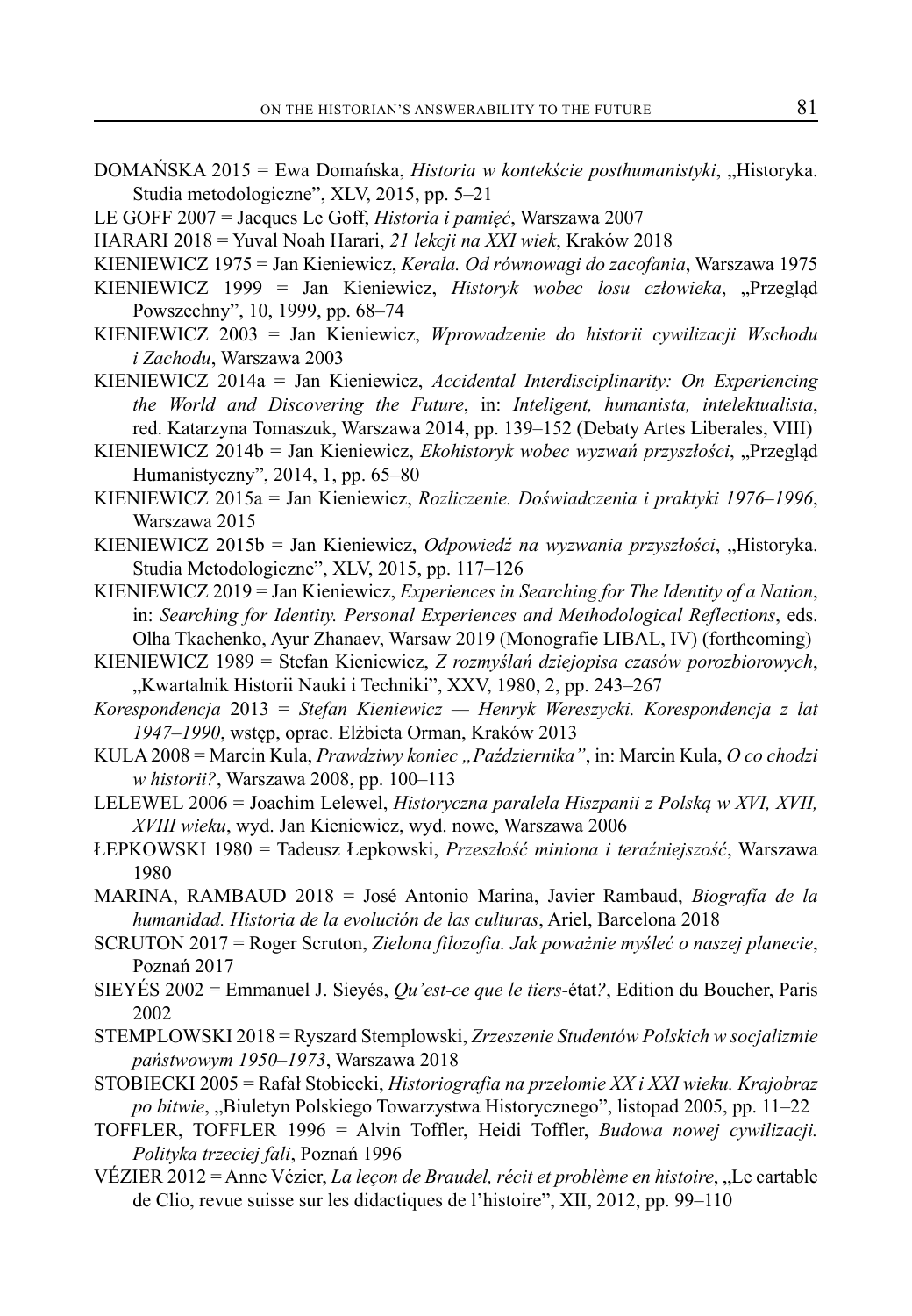DOMAŃSKA 2015 = Ewa Domańska, *Historia w kontekście posthumanistyki*, „Historyka. Studia metodologiczne", XLV, 2015, pp. 5–21

LE GOFF 2007 = Jacques Le Goff, *Historia i pamięć*, Warszawa 2007

HARARI 2018 = Yuval Noah Harari, *21 lekcji na XXI wiek*, Kraków 2018

KIENIEWICZ 1975 = Jan Kieniewicz, *Kerala. Od równowagi do zacofania*, Warszawa 1975

KIENIEWICZ 1999 = Jan Kieniewicz, *Historyk wobec losu człowieka*, „Przegląd Powszechny", 10, 1999, pp. 68–74

KIENIEWICZ 2003 = Jan Kieniewicz, *Wprowadzenie do historii cywilizacji Wschodu i Zachodu*, Warszawa 2003

KIENIEWICZ 2014a = Jan Kieniewicz, *Accidental Interdisciplinarity: On Experiencing the World and Discovering the Future*, in: *Inteligent, humanista, intelektualista*, red. Katarzyna Tomaszuk, Warszawa 2014, pp. 139–152 (Debaty Artes Liberales, VIII)

KIENIEWICZ 2014b = Jan Kieniewicz, *Ekohistoryk wobec wyzwań przyszłości*, „Przegląd Humanistyczny", 2014, 1, pp. 65–80

KIENIEWICZ 2015a = Jan Kieniewicz, *Rozliczenie. Doświadczenia i praktyki 1976–1996*, Warszawa 2015

KIENIEWICZ 2015b = Jan Kieniewicz, *Odpowiedź na wyzwania przyszłości*, „Historyka. Studia Metodologiczne", XLV, 2015, pp. 117–126

KIENIEWICZ 2019 = Jan Kieniewicz, *Experiences in Searching for The Identity of a Nation*, in: *Searching for Identity. Personal Experiences and Methodological Reflections*, eds. Olha Tkachenko, Ayur Zhanaev, Warsaw 2019 (Monografie LIBAL, IV) (forthcoming)

KIENIEWICZ 1989 = Stefan Kieniewicz, *Z rozmyślań dziejopisa czasów porozbiorowych*, „Kwartalnik Historii Nauki i Techniki", XXV, 1980, 2, pp. 243–267

*Korespondencja* 2013 = *Stefan Kieniewicz — Henryk Wereszycki. Korespondencja z lat 1947–1990*, wstęp, oprac. Elżbieta Orman, Kraków 2013

KULA 2008 = Marcin Kula, *Prawdziwy koniec „Października"*, in: Marcin Kula, *O co chodzi w historii?*, Warszawa 2008, pp. 100–113

LELEWEL 2006 = Joachim Lelewel, *Historyczna paralela Hiszpanii z Polską w XVI, XVII, XVIII wieku*, wyd. Jan Kieniewicz, wyd. nowe, Warszawa 2006

ŁEPKOWSKI 1980 = Tadeusz Łepkowski, *Przeszłość miniona i teraźniejszość*, Warszawa 1980

MARINA, RAMBAUD 2018 = José Antonio Marina, Javier Rambaud, *Biografía de la humanidad. Historia de la evolución de las culturas*, Ariel, Barcelona 2018

SCRUTON 2017 = Roger Scruton, *Zielona filozofia. Jak poważnie myśleć o naszej planecie*, Poznań 2017

SIEYÉS 2002 = Emmanuel J. Sieyés, *Qu'est-ce que le tiers-*état*?*, Edition du Boucher, Paris 2002

STEMPLOWSKI 2018 = Ryszard Stemplowski, *Zrzeszenie Studentów Polskich w socjalizmie państwowym 1950–1973*, Warszawa 2018

STOBIECKI 2005 = Rafał Stobiecki, *Historiografia na przełomie XX i XXI wieku. Krajobraz po bitwie*, „Biuletyn Polskiego Towarzystwa Historycznego", listopad 2005, pp. 11–22

TOFFLER, TOFFLER 1996 = Alvin Toffler, Heidi Toffler, *Budowa nowej cywilizacji. Polityka trzeciej fali*, Poznań 1996

VÉZIER 2012 = Anne Vézier, *La leçon de Braudel, récit et problème en histoire*, „Le cartable de Clio, revue suisse sur les didactiques de l'histoire", XII, 2012, pp. 99–110